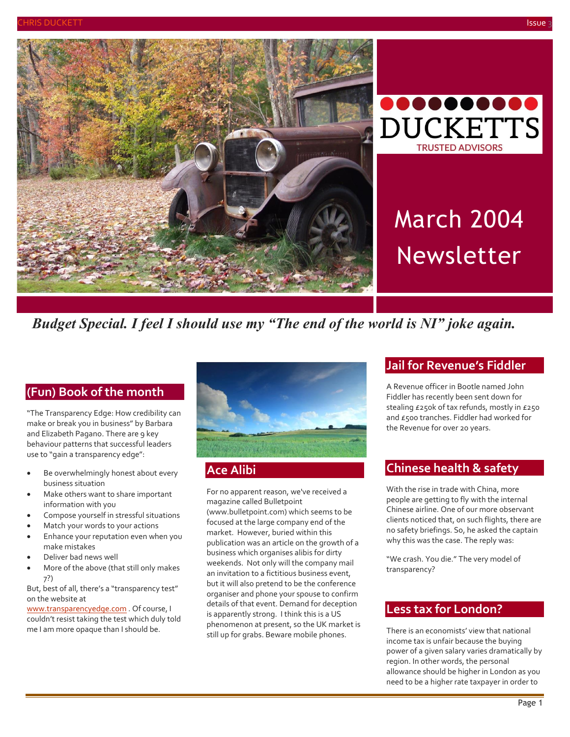DUCKETTS
TRUSTED ADVISORS

# March 2004 Newsletter

***Budget Special. I feel I should use my "The end of the world is NI" joke again.***

## (Fun) Book of the month

"The Transparency Edge: How credibility can make or break you in business" by Barbara and Elizabeth Pagano. There are 9 key behaviour patterns that successful leaders use to "gain a transparency edge":

- Be overwhelmingly honest about every business situation
- Make others want to share important information with you
- Compose yourself in stressful situations
- Match your words to your actions
- Enhance your reputation even when you make mistakes
- Deliver bad news well
- More of the above (that still only makes 7?)

But, best of all, there's a "transparency test" on the website at www.transparencyedge.com . Of course, I couldn't resist taking the test which duly told me I am more opaque than I should be.

## Ace Alibi

For no apparent reason, we've received a magazine called Bulletpoint (www.bulletpoint.com) which seems to be focused at the large company end of the market. However, buried within this publication was an article on the growth of a business which organises alibis for dirty weekends. Not only will the company mail an invitation to a fictitious business event, but it will also pretend to be the conference organiser and phone your spouse to confirm details of that event. Demand for deception is apparently strong. I think this is a US phenomenon at present, so the UK market is still up for grabs. Beware mobile phones.

## Jail for Revenue's Fiddler

A Revenue officer in Bootle named John Fiddler has recently been sent down for stealing £250k of tax refunds, mostly in £250 and £500 tranches. Fiddler had worked for the Revenue for over 20 years.

## Chinese health & safety

With the rise in trade with China, more people are getting to fly with the internal Chinese airline. One of our more observant clients noticed that, on such flights, there are no safety briefings. So, he asked the captain why this was the case. The reply was:

"We crash. You die." The very model of transparency?

## Less tax for London?

There is an economists' view that national income tax is unfair because the buying power of a given salary varies dramatically by region. In other words, the personal allowance should be higher in London as you need to be a higher rate taxpayer in order to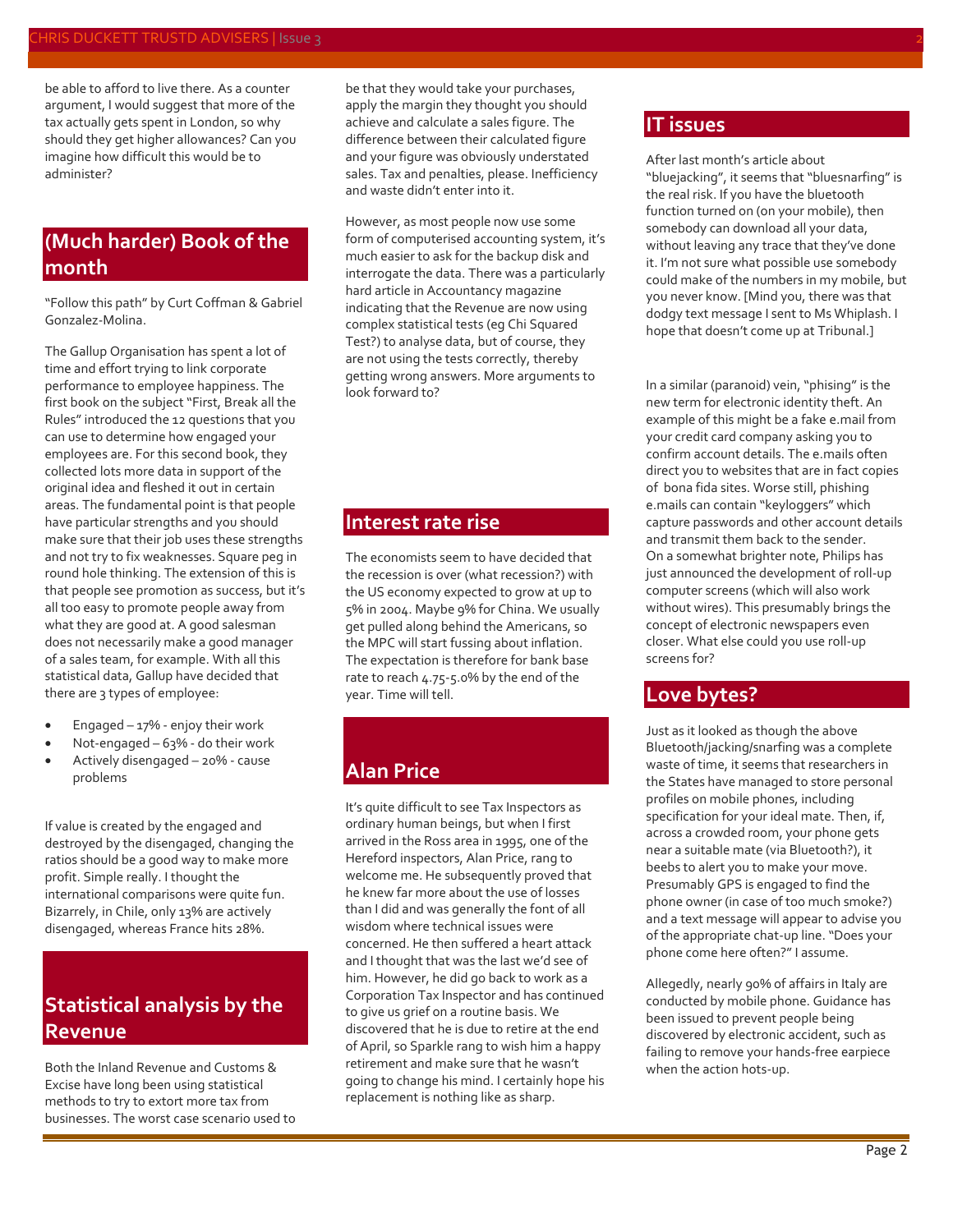be able to afford to live there. As a counter argument, I would suggest that more of the tax actually gets spent in London, so why should they get higher allowances? Can you imagine how difficult this would be to administer?

## (Much harder) Book of the month

"Follow this path" by Curt Coffman & Gabriel Gonzalez-Molina.

The Gallup Organisation has spent a lot of time and effort trying to link corporate performance to employee happiness. The first book on the subject "First, Break all the Rules" introduced the 12 questions that you can use to determine how engaged your employees are. For this second book, they collected lots more data in support of the original idea and fleshed it out in certain areas. The fundamental point is that people have particular strengths and you should make sure that their job uses these strengths and not try to fix weaknesses. Square peg in round hole thinking. The extension of this is that people see promotion as success, but it's all too easy to promote people away from what they are good at. A good salesman does not necessarily make a good manager of a sales team, for example. With all this statistical data, Gallup have decided that there are 3 types of employee:

- Engaged – 17% - enjoy their work
- Not-engaged – 63% - do their work
- Actively disengaged – 20% - cause problems

If value is created by the engaged and destroyed by the disengaged, changing the ratios should be a good way to make more profit. Simple really. I thought the international comparisons were quite fun. Bizarrely, in Chile, only 13% are actively disengaged, whereas France hits 28%.

## Statistical analysis by the Revenue

Both the Inland Revenue and Customs & Excise have long been using statistical methods to try to extort more tax from businesses. The worst case scenario used to be that they would take your purchases, apply the margin they thought you should achieve and calculate a sales figure. The difference between their calculated figure and your figure was obviously understated sales. Tax and penalties, please. Inefficiency and waste didn't enter into it.

However, as most people now use some form of computerised accounting system, it's much easier to ask for the backup disk and interrogate the data. There was a particularly hard article in Accountancy magazine indicating that the Revenue are now using complex statistical tests (eg Chi Squared Test?) to analyse data, but of course, they are not using the tests correctly, thereby getting wrong answers. More arguments to look forward to?

## Interest rate rise

The economists seem to have decided that the recession is over (what recession?) with the US economy expected to grow at up to 5% in 2004. Maybe 9% for China. We usually get pulled along behind the Americans, so the MPC will start fussing about inflation. The expectation is therefore for bank base rate to reach 4.75-5.0% by the end of the year. Time will tell.

## Alan Price

It's quite difficult to see Tax Inspectors as ordinary human beings, but when I first arrived in the Ross area in 1995, one of the Hereford inspectors, Alan Price, rang to welcome me. He subsequently proved that he knew far more about the use of losses than I did and was generally the font of all wisdom where technical issues were concerned. He then suffered a heart attack and I thought that was the last we'd see of him. However, he did go back to work as a Corporation Tax Inspector and has continued to give us grief on a routine basis. We discovered that he is due to retire at the end of April, so Sparkle rang to wish him a happy retirement and make sure that he wasn't going to change his mind. I certainly hope his replacement is nothing like as sharp.

## IT issues

After last month's article about "bluejacking", it seems that "bluesnarfing" is the real risk. If you have the bluetooth function turned on (on your mobile), then somebody can download all your data, without leaving any trace that they've done it. I'm not sure what possible use somebody could make of the numbers in my mobile, but you never know. [Mind you, there was that dodgy text message I sent to Ms Whiplash. I hope that doesn't come up at Tribunal.]

In a similar (paranoid) vein, "phising" is the new term for electronic identity theft. An example of this might be a fake e.mail from your credit card company asking you to confirm account details. The e.mails often direct you to websites that are in fact copies of bona fida sites. Worse still, phishing e.mails can contain "keyloggers" which capture passwords and other account details and transmit them back to the sender.
On a somewhat brighter note, Philips has just announced the development of roll-up computer screens (which will also work without wires). This presumably brings the concept of electronic newspapers even closer. What else could you use roll-up screens for?

## Love bytes?

Just as it looked as though the above Bluetooth/jacking/snarfing was a complete waste of time, it seems that researchers in the States have managed to store personal profiles on mobile phones, including specification for your ideal mate. Then, if, across a crowded room, your phone gets near a suitable mate (via Bluetooth?), it beebs to alert you to make your move. Presumably GPS is engaged to find the phone owner (in case of too much smoke?) and a text message will appear to advise you of the appropriate chat-up line. "Does your phone come here often?" I assume.

Allegedly, nearly 90% of affairs in Italy are conducted by mobile phone. Guidance has been issued to prevent people being discovered by electronic accident, such as failing to remove your hands-free earpiece when the action hots-up.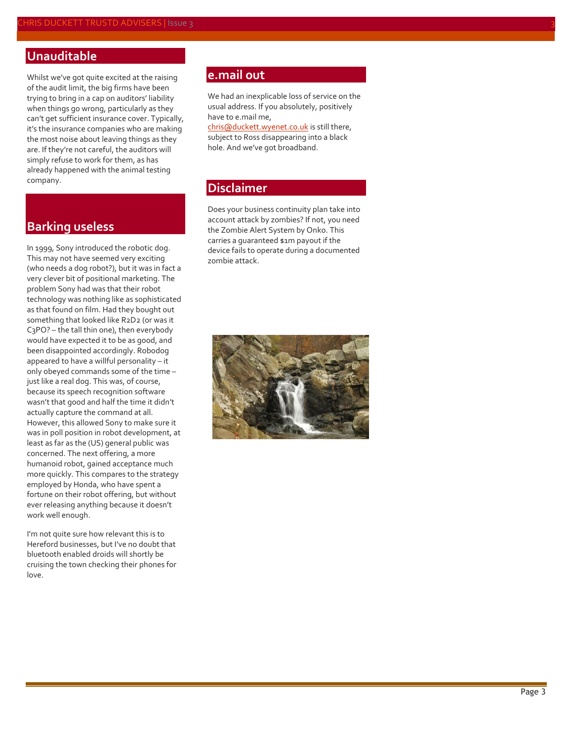## Unauditable

Whilst we've got quite excited at the raising of the audit limit, the big firms have been trying to bring in a cap on auditors' liability when things go wrong, particularly as they can't get sufficient insurance cover. Typically, it's the insurance companies who are making the most noise about leaving things as they are. If they're not careful, the auditors will simply refuse to work for them, as has already happened with the animal testing company.

## Barking useless

In 1999, Sony introduced the robotic dog. This may not have seemed very exciting (who needs a dog robot?), but it was in fact a very clever bit of positional marketing. The problem Sony had was that their robot technology was nothing like as sophisticated as that found on film. Had they bought out something that looked like R2D2 (or was it C3PO? – the tall thin one), then everybody would have expected it to be as good, and been disappointed accordingly. Robodog appeared to have a willful personality – it only obeyed commands some of the time – just like a real dog. This was, of course, because its speech recognition software wasn't that good and half the time it didn't actually capture the command at all. However, this allowed Sony to make sure it was in poll position in robot development, at least as far as the (US) general public was concerned. The next offering, a more humanoid robot, gained acceptance much more quickly. This compares to the strategy employed by Honda, who have spent a fortune on their robot offering, but without ever releasing anything because it doesn't work well enough.

I'm not quite sure how relevant this is to Hereford businesses, but I've no doubt that bluetooth enabled droids will shortly be cruising the town checking their phones for love.

## e.mail out

We had an inexplicable loss of service on the usual address. If you absolutely, positively have to e.mail me, chris@duckett.wyenet.co.uk is still there, subject to Ross disappearing into a black hole. And we've got broadband.

## Disclaimer

Does your business continuity plan take into account attack by zombies? If not, you need the Zombie Alert System by Onko. This carries a guaranteed $1m payout if the device fails to operate during a documented zombie attack.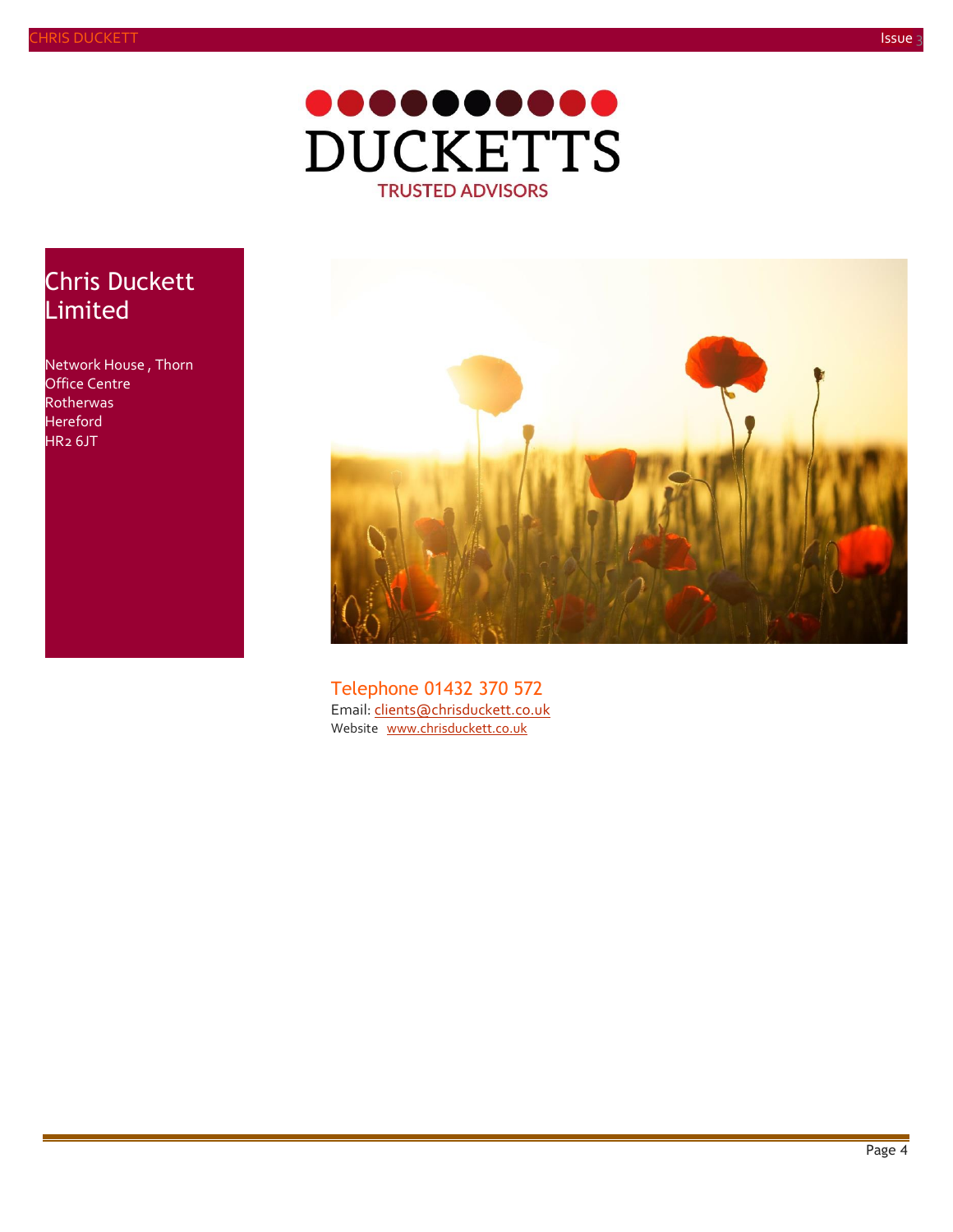DUCKETTS

TRUSTED ADVISORS

## Chris Duckett Limited

Network House , Thorn Office Centre
Rotherwas
Hereford
HR2 6JT

Telephone 01432 370 572

Email: clients@chrisduckett.co.uk

Website www.chrisduckett.co.uk